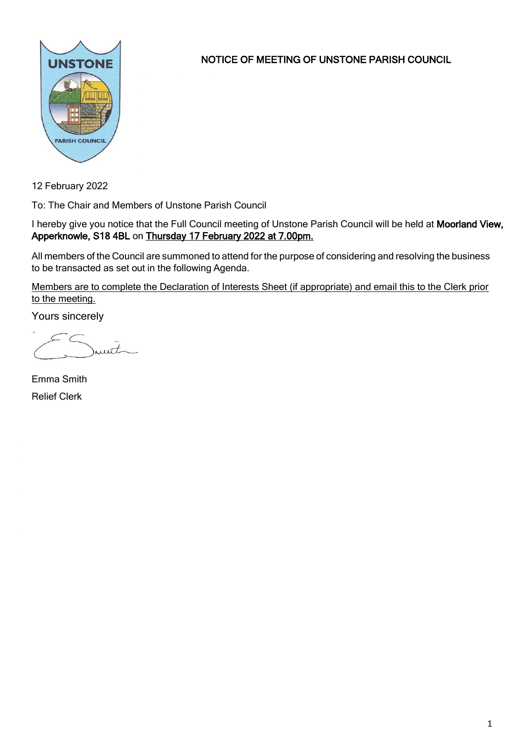# NOTICE OF MEETING OF UNSTONE PARISH COUNCIL

12 February 2022

To: The Chair and Members of Unstone Parish Council

I hereby give you notice that the Full Council meeting of Unstone Parish Council will be held at **Moorland View, Apperknowle, S18 4BL** on **Thursday 17 February 2022 at 7.00pm.**

All members of the Council are summoned to attend for the purpose of considering and resolving the business to be transacted as set out in the following Agenda.

Members are to complete the Declaration of Interests Sheet (if appropriate) and email this to the Clerk prior to the meeting.

Yours sincerely

Emma Smith

Relief Clerk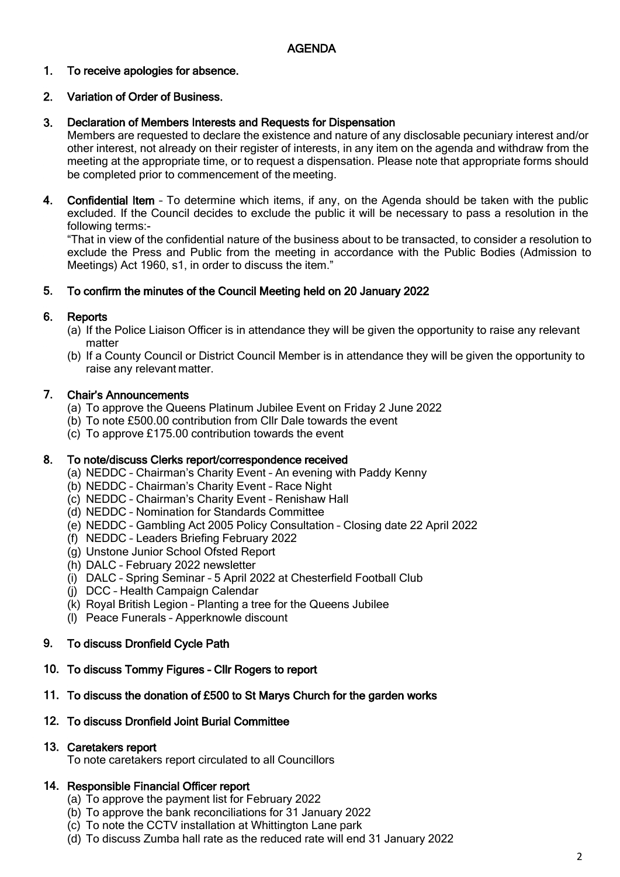# AGENDA

1. **To receive apologies for absence.**

2. **Variation of Order of Business.**

3. **Declaration of Members Interests and Requests for Dispensation**
   Members are requested to declare the existence and nature of any disclosable pecuniary interest and/or other interest, not already on their register of interests, in any item on the agenda and withdraw from the meeting at the appropriate time, or to request a dispensation. Please note that appropriate forms should be completed prior to commencement of the meeting.

4. **Confidential Item** – To determine which items, if any, on the Agenda should be taken with the public excluded. If the Council decides to exclude the public it will be necessary to pass a resolution in the following terms:-
   "That in view of the confidential nature of the business about to be transacted, to consider a resolution to exclude the Press and Public from the meeting in accordance with the Public Bodies (Admission to Meetings) Act 1960, s1, in order to discuss the item."

5. **To confirm the minutes of the Council Meeting held on 20 January 2022**

6. **Reports**
   (a) If the Police Liaison Officer is in attendance they will be given the opportunity to raise any relevant matter
   (b) If a County Council or District Council Member is in attendance they will be given the opportunity to raise any relevant matter.

7. **Chair's Announcements**
   (a) To approve the Queens Platinum Jubilee Event on Friday 2 June 2022
   (b) To note £500.00 contribution from Cllr Dale towards the event
   (c) To approve £175.00 contribution towards the event

8. **To note/discuss Clerks report/correspondence received**
   (a) NEDDC – Chairman's Charity Event – An evening with Paddy Kenny
   (b) NEDDC – Chairman's Charity Event – Race Night
   (c) NEDDC – Chairman's Charity Event – Renishaw Hall
   (d) NEDDC – Nomination for Standards Committee
   (e) NEDDC – Gambling Act 2005 Policy Consultation – Closing date 22 April 2022
   (f) NEDDC – Leaders Briefing February 2022
   (g) Unstone Junior School Ofsted Report
   (h) DALC – February 2022 newsletter
   (i) DALC – Spring Seminar – 5 April 2022 at Chesterfield Football Club
   (j) DCC – Health Campaign Calendar
   (k) Royal British Legion – Planting a tree for the Queens Jubilee
   (l) Peace Funerals – Apperknowle discount

9. **To discuss Dronfield Cycle Path**

10. **To discuss Tommy Figures – Cllr Rogers to report**

11. **To discuss the donation of £500 to St Marys Church for the garden works**

12. **To discuss Dronfield Joint Burial Committee**

13. **Caretakers report**
    To note caretakers report circulated to all Councillors

14. **Responsible Financial Officer report**
    (a) To approve the payment list for February 2022
    (b) To approve the bank reconciliations for 31 January 2022
    (c) To note the CCTV installation at Whittington Lane park
    (d) To discuss Zumba hall rate as the reduced rate will end 31 January 2022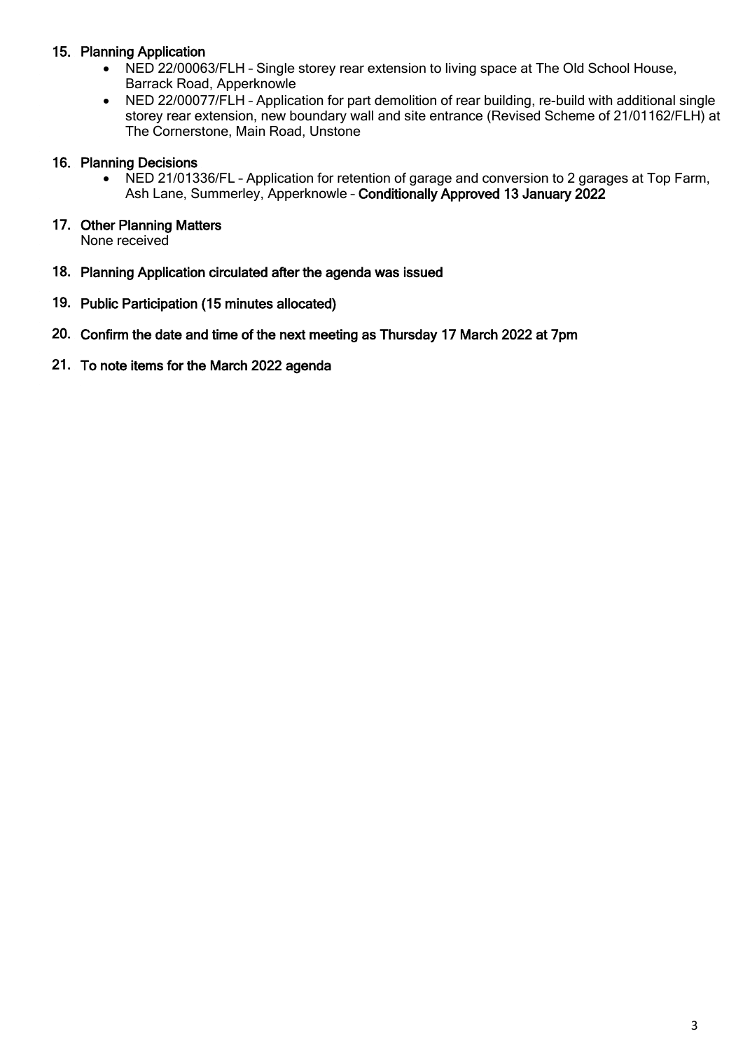15. **Planning Application**
    - NED 22/00063/FLH – Single storey rear extension to living space at The Old School House, Barrack Road, Apperknowle
    - NED 22/00077/FLH – Application for part demolition of rear building, re-build with additional single storey rear extension, new boundary wall and site entrance (Revised Scheme of 21/01162/FLH) at The Cornerstone, Main Road, Unstone

16. **Planning Decisions**
    - NED 21/01336/FL – Application for retention of garage and conversion to 2 garages at Top Farm, Ash Lane, Summerley, Apperknowle – **Conditionally Approved 13 January 2022**

17. **Other Planning Matters**
    None received

18. **Planning Application circulated after the agenda was issued**

19. **Public Participation (15 minutes allocated)**

20. **Confirm the date and time of the next meeting as Thursday 17 March 2022 at 7pm**

21. **To note items for the March 2022 agenda**